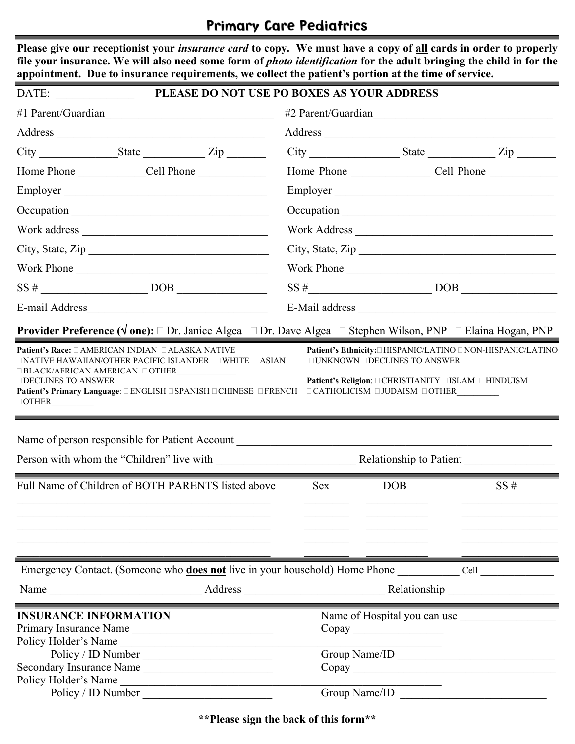# Primary Care Pediatrics

**Please give our receptionist your *insurance card* to copy. We must have a copy of all cards in order to properly file your insurance. We will also need some form of *photo identification* for the adult bringing the child in for the appointment. Due to insurance requirements, we collect the patient's portion at the time of service.**

DATE: ______________ **PLEASE DO NOT USE PO BOXES AS YOUR ADDRESS**

| #1 Parent/Guardian | #2 Parent/Guardian |
|---|---|
| #1 Parent/Guardian ______________________________ | #2 Parent/Guardian ______________________________ |
| Address ______________________________ | Address ______________________________ |
| City ______________ State __________ Zip _______ | City ______________ State __________ Zip _______ |
| Home Phone ____________ Cell Phone ____________ | Home Phone ____________ Cell Phone ____________ |
| Employer ______________________________ | Employer ______________________________ |
| Occupation ______________________________ | Occupation ______________________________ |
| Work address ______________________________ | Work Address ______________________________ |
| City, State, Zip ______________________________ | City, State, Zip ______________________________ |
| Work Phone ______________________________ | Work Phone ______________________________ |
| SS # ________________ DOB ______________ | SS # ________________ DOB ______________ |
| E-mail Address ______________________________ | E-Mail address ______________________________ |

**Provider Preference (√ one):** ☐ Dr. Janice Algea ☐ Dr. Dave Algea ☐ Stephen Wilson, PNP ☐ Elaina Hogan, PNP

**Patient's Race:** ☐ AMERICAN INDIAN ☐ ALASKA NATIVE ☐ NATIVE HAWAIIAN/OTHER PACIFIC ISLANDER ☐ WHITE ☐ ASIAN ☐ BLACK/AFRICAN AMERICAN ☐ OTHER____________ ☐ DECLINES TO ANSWER

**Patient's Primary Language**: ☐ ENGLISH ☐ SPANISH ☐ CHINESE ☐ FRENCH ☐ OTHER_________

**Patient's Ethnicity:** ☐ HISPANIC/LATINO ☐ NON-HISPANIC/LATINO ☐ UNKNOWN ☐ DECLINES TO ANSWER

**Patient's Religion**: ☐ CHRISTIANITY ☐ ISLAM ☐ HINDUISM ☐ CATHOLICISM ☐ JUDAISM ☐ OTHER_________

---

Name of person responsible for Patient Account ______________________________________________

Person with whom the "Children" live with ________________________ Relationship to Patient ______________

| Full Name of Children of BOTH PARENTS listed above | Sex | DOB | SS # |
|---|---|---|---|
| | | | |
| | | | |
| | | | |
| | | | |
| | | | |

Emergency Contact. (Someone who **does not** live in your household) Home Phone __________ Cell ____________

Name __________________________ Address ________________________ Relationship __________________

**INSURANCE INFORMATION**

Primary Insurance Name ________________________

Policy Holder's Name ______________________________________________

Policy / ID Number ______________________

Secondary Insurance Name ______________________

Policy Holder's Name ______________________________________________

Policy / ID Number ______________________

Name of Hospital you can use ________________

Copay ________________

Group Name/ID ____________________________

Copay ____________________________________

Group Name/ID ____________________________

**\*\*Please sign the back of this form\*\***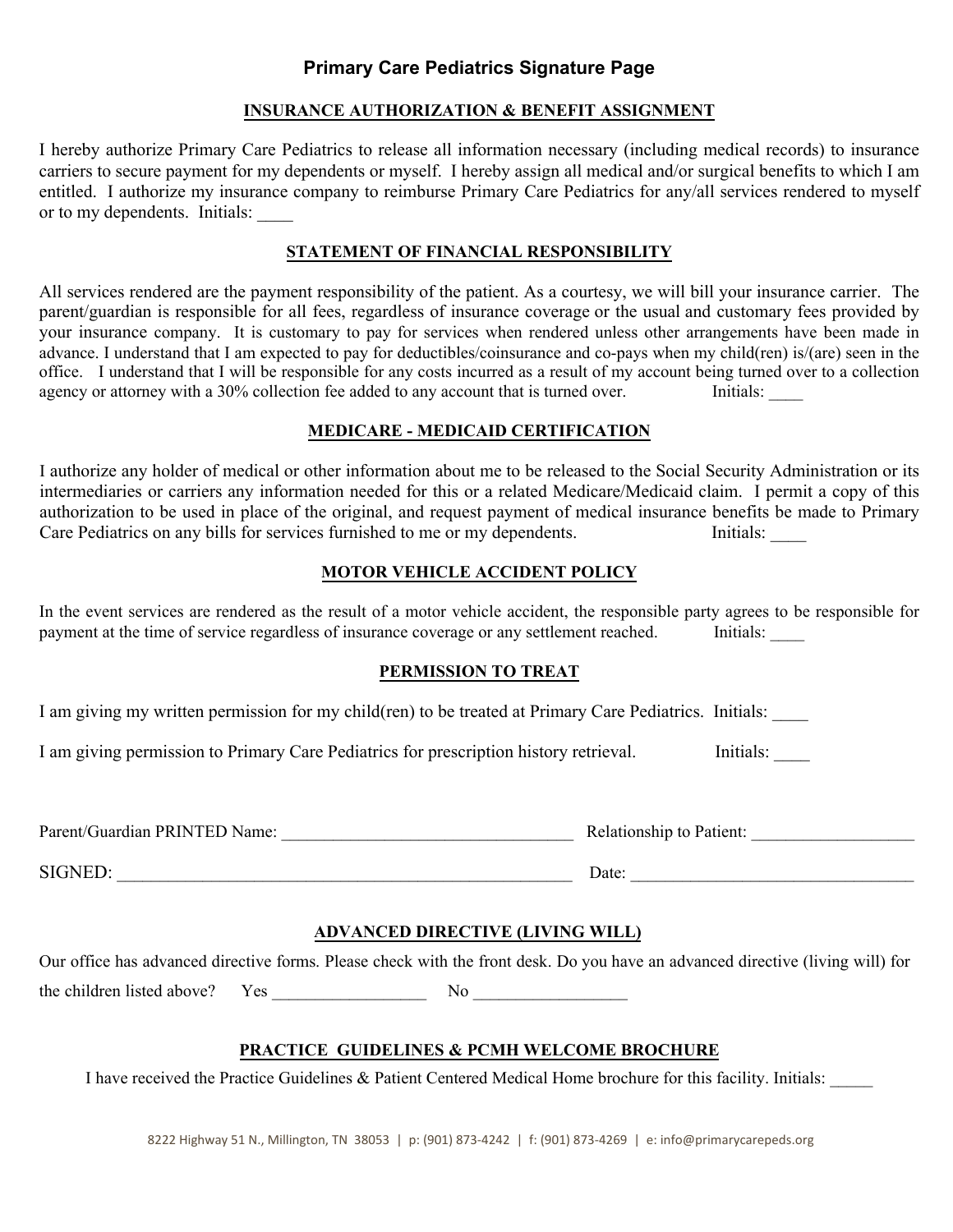# Primary Care Pediatrics Signature Page

## INSURANCE AUTHORIZATION & BENEFIT ASSIGNMENT

I hereby authorize Primary Care Pediatrics to release all information necessary (including medical records) to insurance carriers to secure payment for my dependents or myself. I hereby assign all medical and/or surgical benefits to which I am entitled. I authorize my insurance company to reimburse Primary Care Pediatrics for any/all services rendered to myself or to my dependents. Initials: ____

## STATEMENT OF FINANCIAL RESPONSIBILITY

All services rendered are the payment responsibility of the patient. As a courtesy, we will bill your insurance carrier. The parent/guardian is responsible for all fees, regardless of insurance coverage or the usual and customary fees provided by your insurance company. It is customary to pay for services when rendered unless other arrangements have been made in advance. I understand that I am expected to pay for deductibles/coinsurance and co-pays when my child(ren) is/(are) seen in the office. I understand that I will be responsible for any costs incurred as a result of my account being turned over to a collection agency or attorney with a 30% collection fee added to any account that is turned over. Initials: ____

## MEDICARE - MEDICAID CERTIFICATION

I authorize any holder of medical or other information about me to be released to the Social Security Administration or its intermediaries or carriers any information needed for this or a related Medicare/Medicaid claim. I permit a copy of this authorization to be used in place of the original, and request payment of medical insurance benefits be made to Primary Care Pediatrics on any bills for services furnished to me or my dependents. Initials: ____

## MOTOR VEHICLE ACCIDENT POLICY

In the event services are rendered as the result of a motor vehicle accident, the responsible party agrees to be responsible for payment at the time of service regardless of insurance coverage or any settlement reached. Initials: ____

## PERMISSION TO TREAT

I am giving my written permission for my child(ren) to be treated at Primary Care Pediatrics. Initials: ____

I am giving permission to Primary Care Pediatrics for prescription history retrieval. Initials: ____

Parent/Guardian PRINTED Name: ___________________________________ Relationship to Patient: ___________________

SIGNED: _____________________________________________________ Date: _________________________________

## ADVANCED DIRECTIVE (LIVING WILL)

Our office has advanced directive forms. Please check with the front desk. Do you have an advanced directive (living will) for the children listed above? Yes __________________ No __________________

## PRACTICE GUIDELINES & PCMH WELCOME BROCHURE

I have received the Practice Guidelines & Patient Centered Medical Home brochure for this facility. Initials: _____

8222 Highway 51 N., Millington, TN 38053 | p: (901) 873-4242 | f: (901) 873-4269 | e: info@primarycarepeds.org